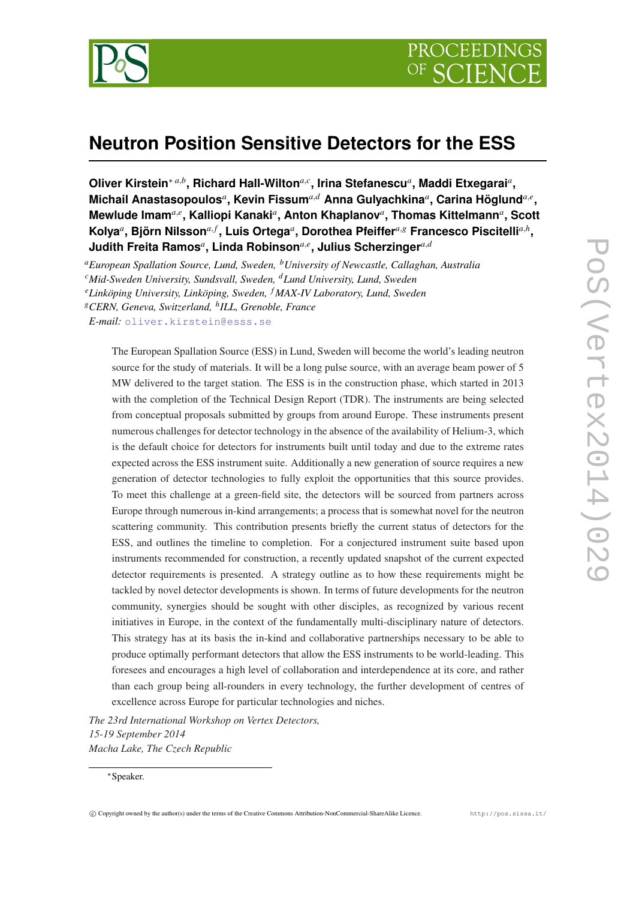# Neutron Position Sensitive Detectors for the ESS

**Oliver Kirstein**[∗ a,b], **Richard Hall-Wilton**[a,c], **Irina Stefanescu**[a], **Maddi Etxegarai**[a], **Michail Anastasopoulos**[a], **Kevin Fissum**[a,d] **Anna Gulyachkina**[a], **Carina Höglund**[a,e], **Mewlude Imam**[a,e], **Kalliopi Kanaki**[a], **Anton Khaplanov**[a], **Thomas Kittelmann**[a], **Scott Kolya**[a], **Björn Nilsson**[a,f], **Luis Ortega**[a], **Dorothea Pfeiffer**[a,g] **Francesco Piscitelli**[a,h], **Judith Freita Ramos**[a], **Linda Robinson**[a,e], **Julius Scherzinger**[a,d]

[a]*European Spallation Source, Lund, Sweden,* [b]*University of Newcastle, Callaghan, Australia*
[c]*Mid-Sweden University, Sundsvall, Sweden,* [d]*Lund University, Lund, Sweden*
[e]*Linköping University, Linköping, Sweden,* [f]*MAX-IV Laboratory, Lund, Sweden*
[g]*CERN, Geneva, Switzerland,* [h]*ILL, Grenoble, France*
*E-mail:* oliver.kirstein@esss.se

The European Spallation Source (ESS) in Lund, Sweden will become the world's leading neutron source for the study of materials. It will be a long pulse source, with an average beam power of 5 MW delivered to the target station. The ESS is in the construction phase, which started in 2013 with the completion of the Technical Design Report (TDR). The instruments are being selected from conceptual proposals submitted by groups from around Europe. These instruments present numerous challenges for detector technology in the absence of the availability of Helium-3, which is the default choice for detectors for instruments built until today and due to the extreme rates expected across the ESS instrument suite. Additionally a new generation of source requires a new generation of detector technologies to fully exploit the opportunities that this source provides. To meet this challenge at a green-field site, the detectors will be sourced from partners across Europe through numerous in-kind arrangements; a process that is somewhat novel for the neutron scattering community. This contribution presents briefly the current status of detectors for the ESS, and outlines the timeline to completion. For a conjectured instrument suite based upon instruments recommended for construction, a recently updated snapshot of the current expected detector requirements is presented. A strategy outline as to how these requirements might be tackled by novel detector developments is shown. In terms of future developments for the neutron community, synergies should be sought with other disciples, as recognized by various recent initiatives in Europe, in the context of the fundamentally multi-disciplinary nature of detectors. This strategy has at its basis the in-kind and collaborative partnerships necessary to be able to produce optimally performant detectors that allow the ESS instruments to be world-leading. This foresees and encourages a high level of collaboration and interdependence at its core, and rather than each group being all-rounders in every technology, the further development of centres of excellence across Europe for particular technologies and niches.

*The 23rd International Workshop on Vertex Detectors,*
*15-19 September 2014*
*Macha Lake, The Czech Republic*

∗Speaker.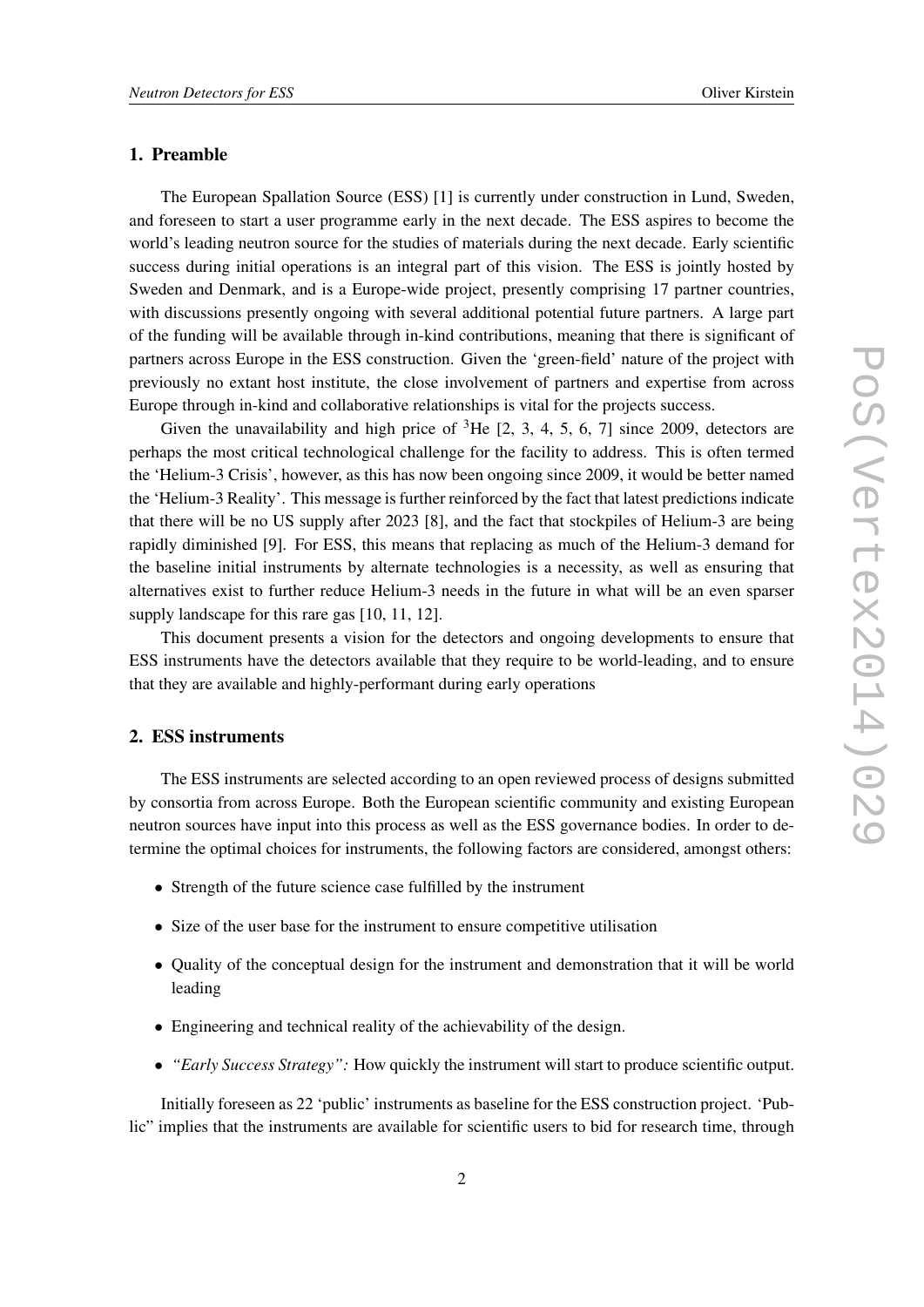## 1. Preamble

The European Spallation Source (ESS) [1] is currently under construction in Lund, Sweden, and foreseen to start a user programme early in the next decade. The ESS aspires to become the world's leading neutron source for the studies of materials during the next decade. Early scientific success during initial operations is an integral part of this vision. The ESS is jointly hosted by Sweden and Denmark, and is a Europe-wide project, presently comprising 17 partner countries, with discussions presently ongoing with several additional potential future partners. A large part of the funding will be available through in-kind contributions, meaning that there is significant of partners across Europe in the ESS construction. Given the 'green-field' nature of the project with previously no extant host institute, the close involvement of partners and expertise from across Europe through in-kind and collaborative relationships is vital for the projects success.

Given the unavailability and high price of $^{3}$He [2, 3, 4, 5, 6, 7] since 2009, detectors are perhaps the most critical technological challenge for the facility to address. This is often termed the 'Helium-3 Crisis', however, as this has now been ongoing since 2009, it would be better named the 'Helium-3 Reality'. This message is further reinforced by the fact that latest predictions indicate that there will be no US supply after 2023 [8], and the fact that stockpiles of Helium-3 are being rapidly diminished [9]. For ESS, this means that replacing as much of the Helium-3 demand for the baseline initial instruments by alternate technologies is a necessity, as well as ensuring that alternatives exist to further reduce Helium-3 needs in the future in what will be an even sparser supply landscape for this rare gas [10, 11, 12].

This document presents a vision for the detectors and ongoing developments to ensure that ESS instruments have the detectors available that they require to be world-leading, and to ensure that they are available and highly-performant during early operations

## 2. ESS instruments

The ESS instruments are selected according to an open reviewed process of designs submitted by consortia from across Europe. Both the European scientific community and existing European neutron sources have input into this process as well as the ESS governance bodies. In order to determine the optimal choices for instruments, the following factors are considered, amongst others:

- Strength of the future science case fulfilled by the instrument
- Size of the user base for the instrument to ensure competitive utilisation
- Quality of the conceptual design for the instrument and demonstration that it will be world leading
- Engineering and technical reality of the achievability of the design.
- *"Early Success Strategy":* How quickly the instrument will start to produce scientific output.

Initially foreseen as 22 'public' instruments as baseline for the ESS construction project. 'Public" implies that the instruments are available for scientific users to bid for research time, through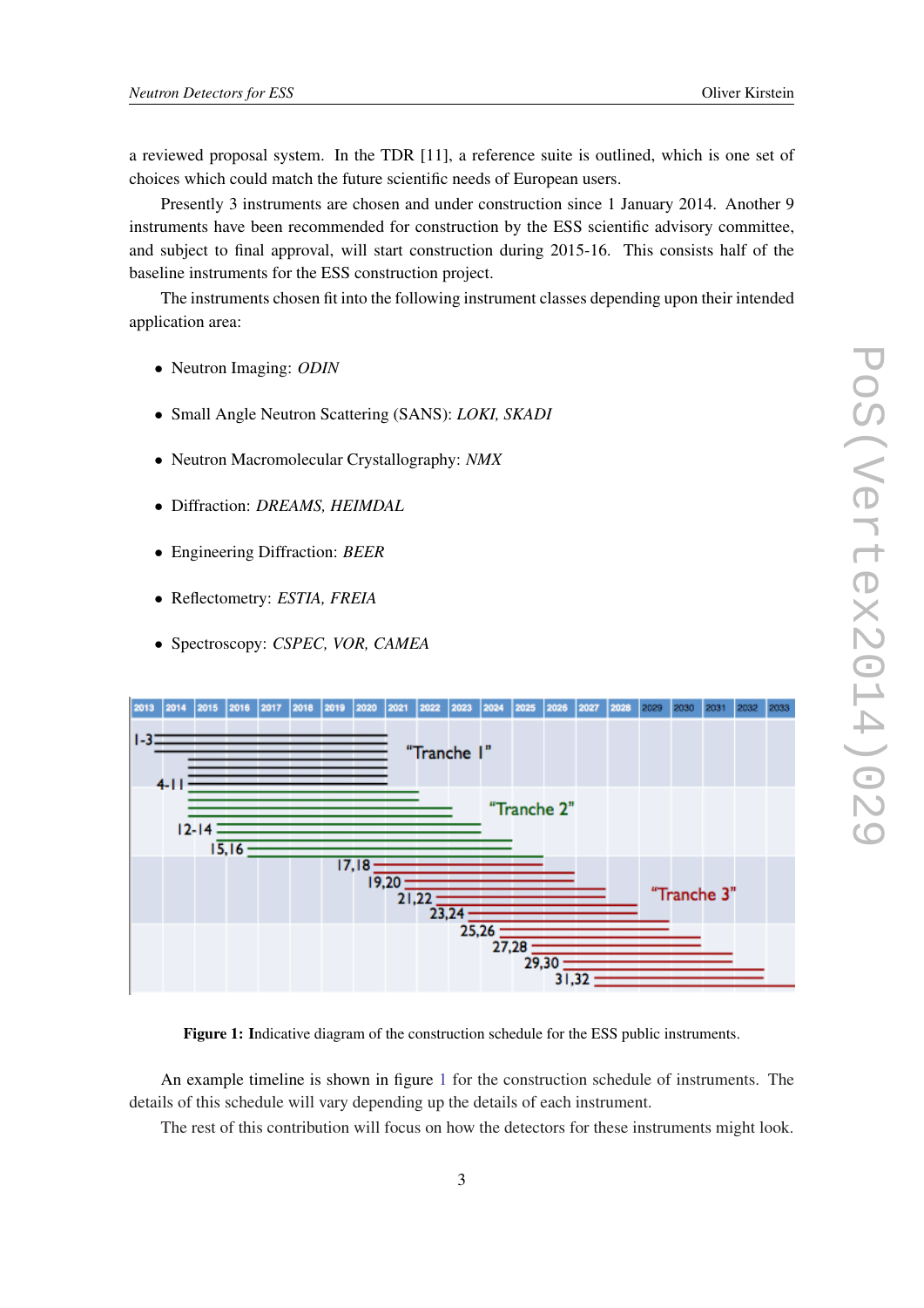a reviewed proposal system. In the TDR [11], a reference suite is outlined, which is one set of choices which could match the future scientific needs of European users.

Presently 3 instruments are chosen and under construction since 1 January 2014. Another 9 instruments have been recommended for construction by the ESS scientific advisory committee, and subject to final approval, will start construction during 2015-16. This consists half of the baseline instruments for the ESS construction project.

The instruments chosen fit into the following instrument classes depending upon their intended application area:

- Neutron Imaging: *ODIN*
- Small Angle Neutron Scattering (SANS): *LOKI, SKADI*
- Neutron Macromolecular Crystallography: *NMX*
- Diffraction: *DREAMS, HEIMDAL*
- Engineering Diffraction: *BEER*
- Reflectometry: *ESTIA, FREIA*
- Spectroscopy: *CSPEC, VOR, CAMEA*

**Figure 1:** Indicative diagram of the construction schedule for the ESS public instruments.

An example timeline is shown in figure 1 for the construction schedule of instruments. The details of this schedule will vary depending up the details of each instrument.

The rest of this contribution will focus on how the detectors for these instruments might look.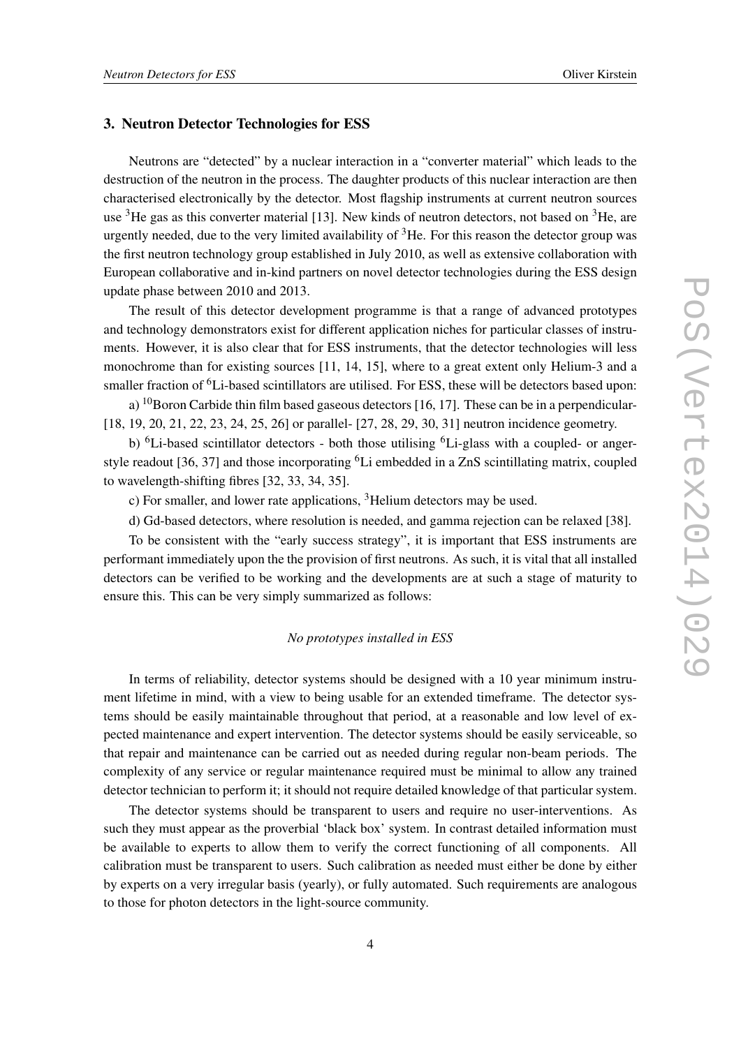## 3. Neutron Detector Technologies for ESS

Neutrons are "detected" by a nuclear interaction in a "converter material" which leads to the destruction of the neutron in the process. The daughter products of this nuclear interaction are then characterised electronically by the detector. Most flagship instruments at current neutron sources use $^{3}$He gas as this converter material [13]. New kinds of neutron detectors, not based on $^{3}$He, are urgently needed, due to the very limited availability of $^{3}$He. For this reason the detector group was the first neutron technology group established in July 2010, as well as extensive collaboration with European collaborative and in-kind partners on novel detector technologies during the ESS design update phase between 2010 and 2013.

The result of this detector development programme is that a range of advanced prototypes and technology demonstrators exist for different application niches for particular classes of instruments. However, it is also clear that for ESS instruments, that the detector technologies will less monochrome than for existing sources [11, 14, 15], where to a great extent only Helium-3 and a smaller fraction of $^{6}$Li-based scintillators are utilised. For ESS, these will be detectors based upon:

a) $^{10}$Boron Carbide thin film based gaseous detectors [16, 17]. These can be in a perpendicular- [18, 19, 20, 21, 22, 23, 24, 25, 26] or parallel- [27, 28, 29, 30, 31] neutron incidence geometry.

b) $^{6}$Li-based scintillator detectors - both those utilising $^{6}$Li-glass with a coupled- or anger-style readout [36, 37] and those incorporating $^{6}$Li embedded in a ZnS scintillating matrix, coupled to wavelength-shifting fibres [32, 33, 34, 35].

c) For smaller, and lower rate applications, $^{3}$Helium detectors may be used.

d) Gd-based detectors, where resolution is needed, and gamma rejection can be relaxed [38].

To be consistent with the "early success strategy", it is important that ESS instruments are performant immediately upon the the provision of first neutrons. As such, it is vital that all installed detectors can be verified to be working and the developments are at such a stage of maturity to ensure this. This can be very simply summarized as follows:

*No prototypes installed in ESS*

In terms of reliability, detector systems should be designed with a 10 year minimum instrument lifetime in mind, with a view to being usable for an extended timeframe. The detector systems should be easily maintainable throughout that period, at a reasonable and low level of expected maintenance and expert intervention. The detector systems should be easily serviceable, so that repair and maintenance can be carried out as needed during regular non-beam periods. The complexity of any service or regular maintenance required must be minimal to allow any trained detector technician to perform it; it should not require detailed knowledge of that particular system.

The detector systems should be transparent to users and require no user-interventions. As such they must appear as the proverbial 'black box' system. In contrast detailed information must be available to experts to allow them to verify the correct functioning of all components. All calibration must be transparent to users. Such calibration as needed must either be done by either by experts on a very irregular basis (yearly), or fully automated. Such requirements are analogous to those for photon detectors in the light-source community.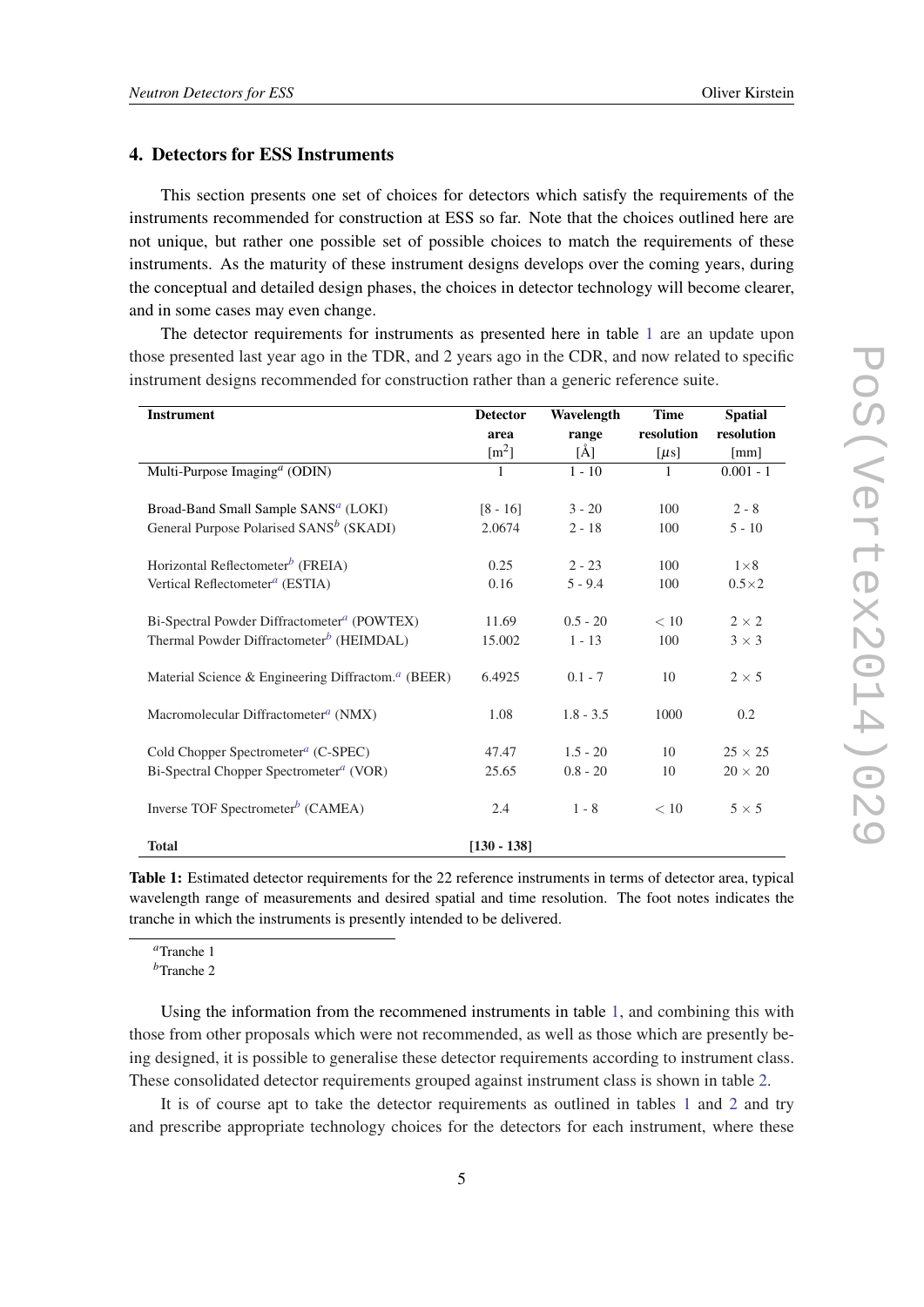## 4. Detectors for ESS Instruments

This section presents one set of choices for detectors which satisfy the requirements of the instruments recommended for construction at ESS so far. Note that the choices outlined here are not unique, but rather one possible set of possible choices to match the requirements of these instruments. As the maturity of these instrument designs develops over the coming years, during the conceptual and detailed design phases, the choices in detector technology will become clearer, and in some cases may even change.

The detector requirements for instruments as presented here in table 1 are an update upon those presented last year ago in the TDR, and 2 years ago in the CDR, and now related to specific instrument designs recommended for construction rather than a generic reference suite.

| Instrument | Detector area [m$^2$] | Wavelength range [Å] | Time resolution [$\mu$s] | Spatial resolution [mm] |
|---|---|---|---|---|
| Multi-Purpose Imaging[a] (ODIN) | 1 | 1 - 10 | 1 | 0.001 - 1 |
| Broad-Band Small Sample SANS[a] (LOKI) | [8 - 16] | 3 - 20 | 100 | 2 - 8 |
| General Purpose Polarised SANS[b] (SKADI) | 2.0674 | 2 - 18 | 100 | 5 - 10 |
| Horizontal Reflectometer[b] (FREIA) | 0.25 | 2 - 23 | 100 | $1\times8$ |
| Vertical Reflectometer[a] (ESTIA) | 0.16 | 5 - 9.4 | 100 | $0.5\times2$ |
| Bi-Spectral Powder Diffractometer[a] (POWTEX) | 11.69 | 0.5 - 20 | $< 10$ | $2 \times 2$ |
| Thermal Powder Diffractometer[b] (HEIMDAL) | 15.002 | 1 - 13 | 100 | $3 \times 3$ |
| Material Science & Engineering Diffractom.[a] (BEER) | 6.4925 | 0.1 - 7 | 10 | $2 \times 5$ |
| Macromolecular Diffractometer[a] (NMX) | 1.08 | 1.8 - 3.5 | 1000 | 0.2 |
| Cold Chopper Spectrometer[a] (C-SPEC) | 47.47 | 1.5 - 20 | 10 | $25 \times 25$ |
| Bi-Spectral Chopper Spectrometer[a] (VOR) | 25.65 | 0.8 - 20 | 10 | $20 \times 20$ |
| Inverse TOF Spectrometer[b] (CAMEA) | 2.4 | 1 - 8 | $< 10$ | $5 \times 5$ |
| **Total** | **[130 - 138]** | | | |

**Table 1:** Estimated detector requirements for the 22 reference instruments in terms of detector area, typical wavelength range of measurements and desired spatial and time resolution. The foot notes indicates the tranche in which the instruments is presently intended to be delivered.

[a]Tranche 1
[b]Tranche 2

Using the information from the recommened instruments in table 1, and combining this with those from other proposals which were not recommended, as well as those which are presently being designed, it is possible to generalise these detector requirements according to instrument class. These consolidated detector requirements grouped against instrument class is shown in table 2.

It is of course apt to take the detector requirements as outlined in tables 1 and 2 and try and prescribe appropriate technology choices for the detectors for each instrument, where these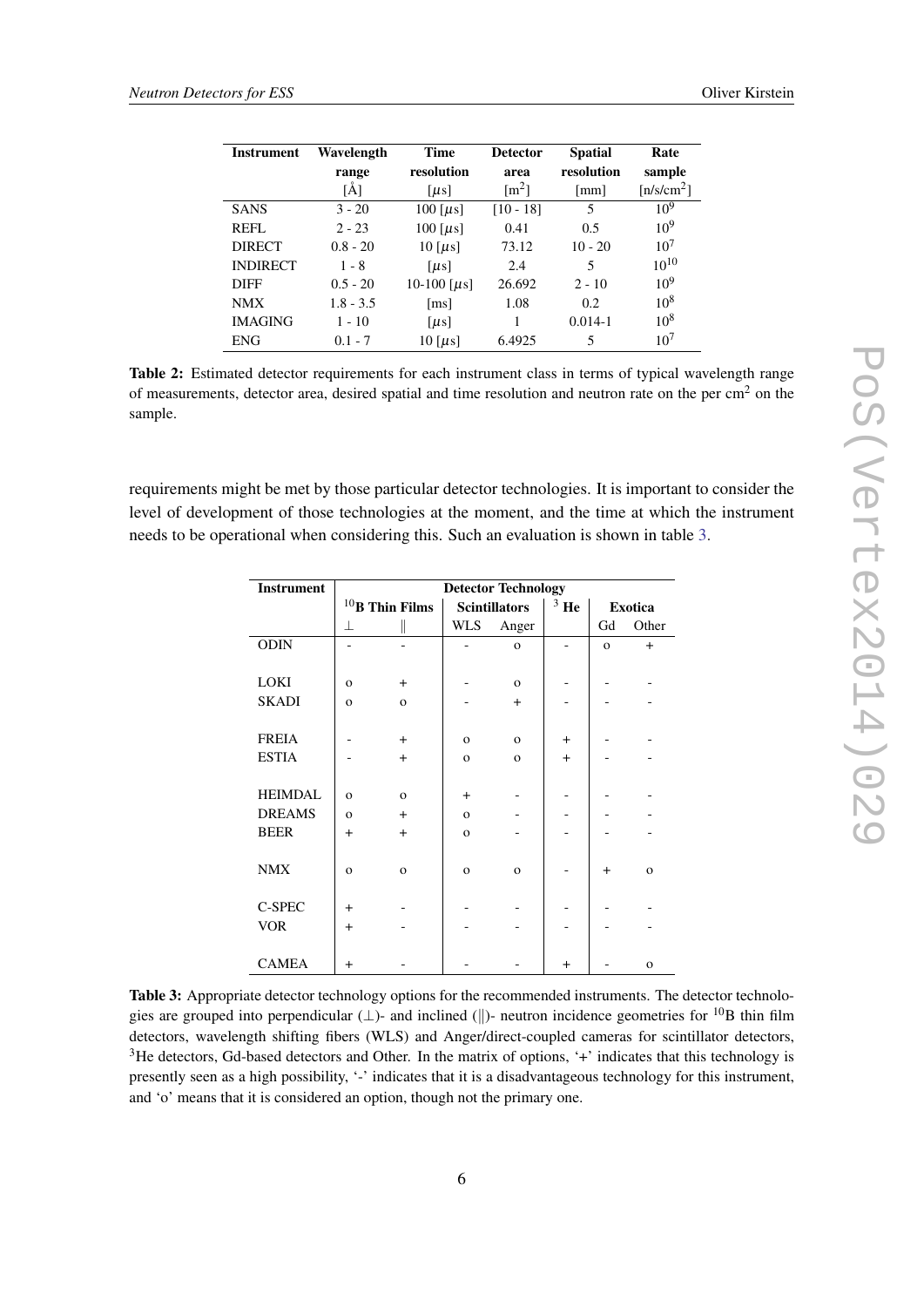| Instrument | Wavelength range [Å] | Time resolution [$\mu$s] | Detector area [m$^2$] | Spatial resolution [mm] | Rate sample [n/s/cm$^2$] |
|---|---|---|---|---|---|
| SANS | 3 - 20 | 100 [$\mu$s] | [10 - 18] | 5 | $10^9$ |
| REFL | 2 - 23 | 100 [$\mu$s] | 0.41 | 0.5 | $10^9$ |
| DIRECT | 0.8 - 20 | 10 [$\mu$s] | 73.12 | 10 - 20 | $10^7$ |
| INDIRECT | 1 - 8 | [$\mu$s] | 2.4 | 5 | $10^{10}$ |
| DIFF | 0.5 - 20 | 10-100 [$\mu$s] | 26.692 | 2 - 10 | $10^9$ |
| NMX | 1.8 - 3.5 | [ms] | 1.08 | 0.2 | $10^8$ |
| IMAGING | 1 - 10 | [$\mu$s] | 1 | 0.014-1 | $10^8$ |
| ENG | 0.1 - 7 | 10 [$\mu$s] | 6.4925 | 5 | $10^7$ |

**Table 2:** Estimated detector requirements for each instrument class in terms of typical wavelength range of measurements, detector area, desired spatial and time resolution and neutron rate on the per cm$^2$ on the sample.

requirements might be met by those particular detector technologies. It is important to consider the level of development of those technologies at the moment, and the time at which the instrument needs to be operational when considering this. Such an evaluation is shown in table 3.

| Instrument | Detector Technology | | | | | | |
|---|---|---|---|---|---|---|---|
| | $^{10}$B Thin Films | | Scintillators | | $^3$ He | Exotica | |
| | ⊥ | ∥ | WLS | Anger | | Gd | Other |
| ODIN | - | - | - | o | - | o | + |
| LOKI | o | + | - | o | - | - | - |
| SKADI | o | o | - | + | - | - | - |
| FREIA | - | + | o | o | + | - | - |
| ESTIA | - | + | o | o | + | - | - |
| HEIMDAL | o | o | + | - | - | - | - |
| DREAMS | o | + | o | - | - | - | - |
| BEER | + | + | o | - | - | - | - |
| NMX | o | o | o | o | - | + | o |
| C-SPEC | + | - | - | - | - | - | - |
| VOR | + | - | - | - | - | - | - |
| CAMEA | + | - | - | - | + | - | o |

**Table 3:** Appropriate detector technology options for the recommended instruments. The detector technologies are grouped into perpendicular (⊥)- and inclined (∥)- neutron incidence geometries for $^{10}$B thin film detectors, wavelength shifting fibers (WLS) and Anger/direct-coupled cameras for scintillator detectors, $^3$He detectors, Gd-based detectors and Other. In the matrix of options, '+' indicates that this technology is presently seen as a high possibility, '-' indicates that it is a disadvantageous technology for this instrument, and 'o' means that it is considered an option, though not the primary one.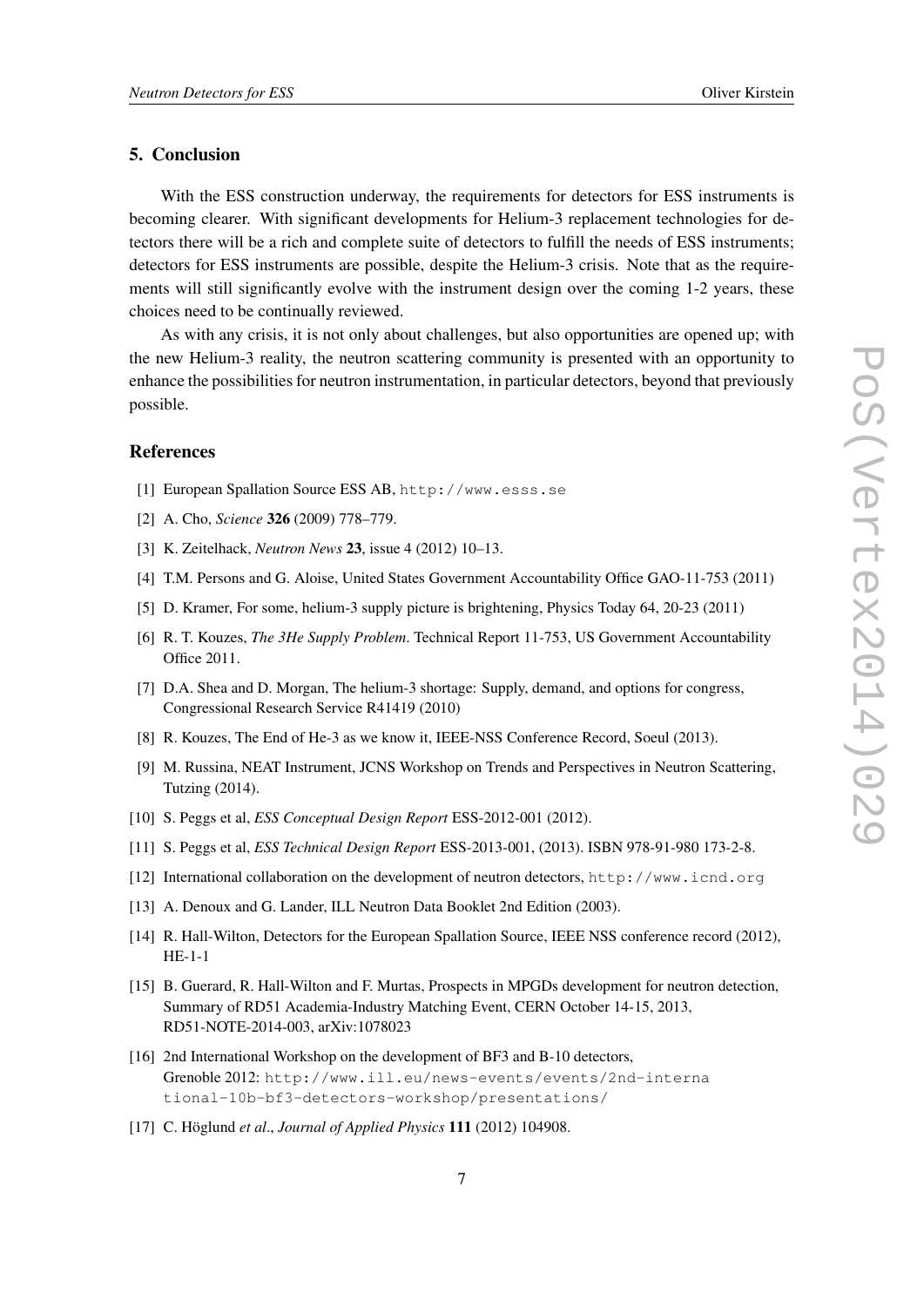## 5. Conclusion

With the ESS construction underway, the requirements for detectors for ESS instruments is becoming clearer. With significant developments for Helium-3 replacement technologies for detectors there will be a rich and complete suite of detectors to fulfill the needs of ESS instruments; detectors for ESS instruments are possible, despite the Helium-3 crisis. Note that as the requirements will still significantly evolve with the instrument design over the coming 1-2 years, these choices need to be continually reviewed.

As with any crisis, it is not only about challenges, but also opportunities are opened up; with the new Helium-3 reality, the neutron scattering community is presented with an opportunity to enhance the possibilities for neutron instrumentation, in particular detectors, beyond that previously possible.

## References

[1] European Spallation Source ESS AB, `http://www.esss.se`

[2] A. Cho, *Science* **326** (2009) 778–779.

[3] K. Zeitelhack, *Neutron News* **23**, issue 4 (2012) 10–13.

[4] T.M. Persons and G. Aloise, United States Government Accountability Office GAO-11-753 (2011)

[5] D. Kramer, For some, helium-3 supply picture is brightening, Physics Today 64, 20-23 (2011)

[6] R. T. Kouzes, *The 3He Supply Problem*. Technical Report 11-753, US Government Accountability Office 2011.

[7] D.A. Shea and D. Morgan, The helium-3 shortage: Supply, demand, and options for congress, Congressional Research Service R41419 (2010)

[8] R. Kouzes, The End of He-3 as we know it, IEEE-NSS Conference Record, Soeul (2013).

[9] M. Russina, NEAT Instrument, JCNS Workshop on Trends and Perspectives in Neutron Scattering, Tutzing (2014).

[10] S. Peggs et al, *ESS Conceptual Design Report* ESS-2012-001 (2012).

[11] S. Peggs et al, *ESS Technical Design Report* ESS-2013-001, (2013). ISBN 978-91-980 173-2-8.

[12] International collaboration on the development of neutron detectors, `http://www.icnd.org`

[13] A. Denoux and G. Lander, ILL Neutron Data Booklet 2nd Edition (2003).

[14] R. Hall-Wilton, Detectors for the European Spallation Source, IEEE NSS conference record (2012), HE-1-1

[15] B. Guerard, R. Hall-Wilton and F. Murtas, Prospects in MPGDs development for neutron detection, Summary of RD51 Academia-Industry Matching Event, CERN October 14-15, 2013, RD51-NOTE-2014-003, arXiv:1078023

[16] 2nd International Workshop on the development of BF3 and B-10 detectors, Grenoble 2012: `http://www.ill.eu/news-events/events/2nd-international-10b-bf3-detectors-workshop/presentations/`

[17] C. Höglund *et al*., *Journal of Applied Physics* **111** (2012) 104908.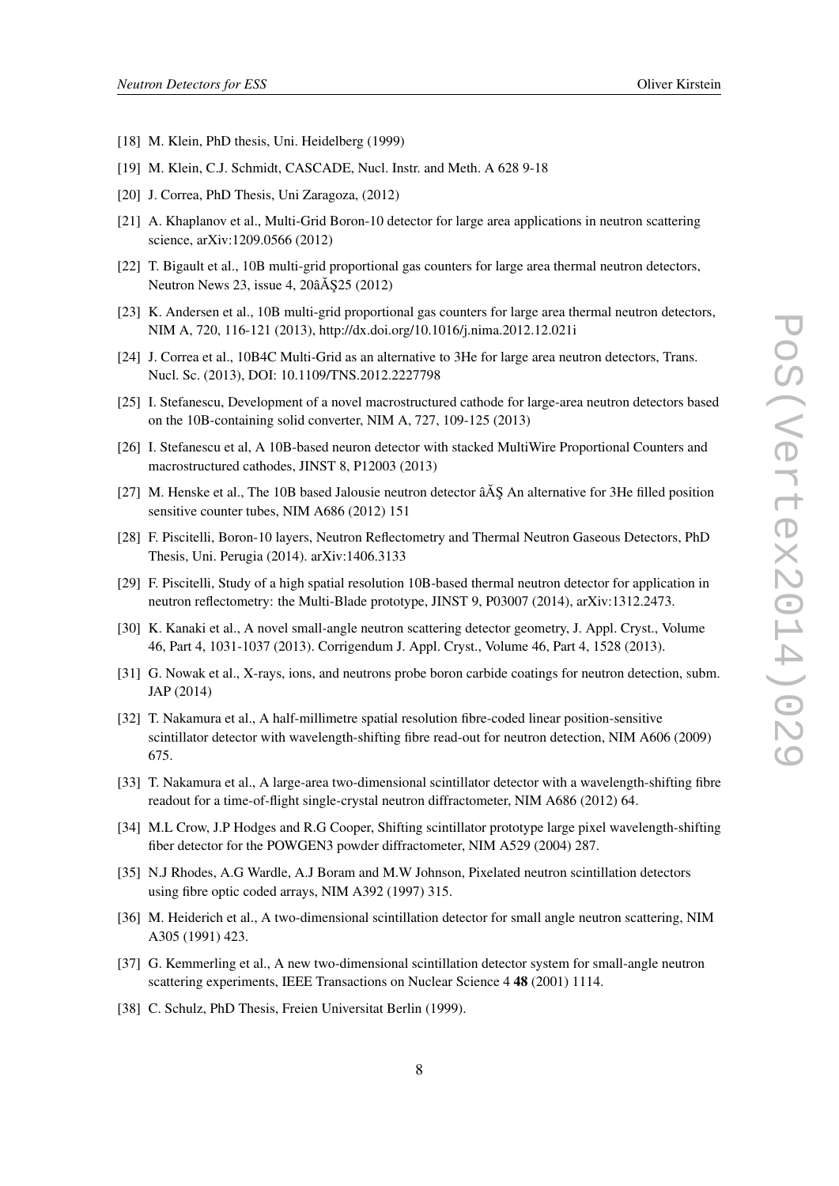[18] M. Klein, PhD thesis, Uni. Heidelberg (1999)

[19] M. Klein, C.J. Schmidt, CASCADE, Nucl. Instr. and Meth. A 628 9-18

[20] J. Correa, PhD Thesis, Uni Zaragoza, (2012)

[21] A. Khaplanov et al., Multi-Grid Boron-10 detector for large area applications in neutron scattering science, arXiv:1209.0566 (2012)

[22] T. Bigault et al., 10B multi-grid proportional gas counters for large area thermal neutron detectors, Neutron News 23, issue 4, 20âĂŞ25 (2012)

[23] K. Andersen et al., 10B multi-grid proportional gas counters for large area thermal neutron detectors, NIM A, 720, 116-121 (2013), http://dx.doi.org/10.1016/j.nima.2012.12.021i

[24] J. Correa et al., 10B4C Multi-Grid as an alternative to 3He for large area neutron detectors, Trans. Nucl. Sc. (2013), DOI: 10.1109/TNS.2012.2227798

[25] I. Stefanescu, Development of a novel macrostructured cathode for large-area neutron detectors based on the 10B-containing solid converter, NIM A, 727, 109-125 (2013)

[26] I. Stefanescu et al, A 10B-based neuron detector with stacked MultiWire Proportional Counters and macrostructured cathodes, JINST 8, P12003 (2013)

[27] M. Henske et al., The 10B based Jalousie neutron detector âĂŞ An alternative for 3He filled position sensitive counter tubes, NIM A686 (2012) 151

[28] F. Piscitelli, Boron-10 layers, Neutron Reflectometry and Thermal Neutron Gaseous Detectors, PhD Thesis, Uni. Perugia (2014). arXiv:1406.3133

[29] F. Piscitelli, Study of a high spatial resolution 10B-based thermal neutron detector for application in neutron reflectometry: the Multi-Blade prototype, JINST 9, P03007 (2014), arXiv:1312.2473.

[30] K. Kanaki et al., A novel small-angle neutron scattering detector geometry, J. Appl. Cryst., Volume 46, Part 4, 1031-1037 (2013). Corrigendum J. Appl. Cryst., Volume 46, Part 4, 1528 (2013).

[31] G. Nowak et al., X-rays, ions, and neutrons probe boron carbide coatings for neutron detection, subm. JAP (2014)

[32] T. Nakamura et al., A half-millimetre spatial resolution fibre-coded linear position-sensitive scintillator detector with wavelength-shifting fibre read-out for neutron detection, NIM A606 (2009) 675.

[33] T. Nakamura et al., A large-area two-dimensional scintillator detector with a wavelength-shifting fibre readout for a time-of-flight single-crystal neutron diffractometer, NIM A686 (2012) 64.

[34] M.L Crow, J.P Hodges and R.G Cooper, Shifting scintillator prototype large pixel wavelength-shifting fiber detector for the POWGEN3 powder diffractometer, NIM A529 (2004) 287.

[35] N.J Rhodes, A.G Wardle, A.J Boram and M.W Johnson, Pixelated neutron scintillation detectors using fibre optic coded arrays, NIM A392 (1997) 315.

[36] M. Heiderich et al., A two-dimensional scintillation detector for small angle neutron scattering, NIM A305 (1991) 423.

[37] G. Kemmerling et al., A new two-dimensional scintillation detector system for small-angle neutron scattering experiments, IEEE Transactions on Nuclear Science 4 **48** (2001) 1114.

[38] C. Schulz, PhD Thesis, Freien Universitat Berlin (1999).